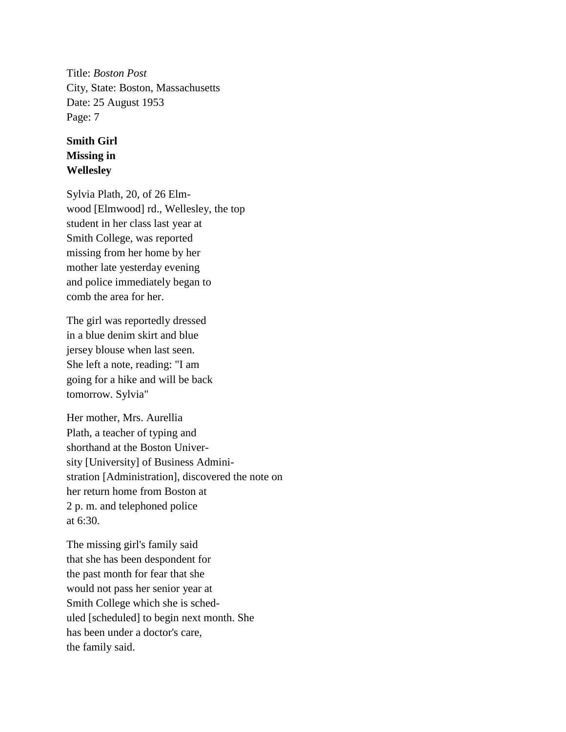Title: *Boston Post*
City, State: Boston, Massachusetts
Date: 25 August 1953
Page: 7

**Smith Girl Missing in Wellesley**

Sylvia Plath, 20, of 26 Elm-wood [Elmwood] rd., Wellesley, the top student in her class last year at Smith College, was reported missing from her home by her mother late yesterday evening and police immediately began to comb the area for her.

The girl was reportedly dressed in a blue denim skirt and blue jersey blouse when last seen. She left a note, reading: "I am going for a hike and will be back tomorrow. Sylvia"

Her mother, Mrs. Aurellia Plath, a teacher of typing and shorthand at the Boston Univer-sity [University] of Business Admini-stration [Administration], discovered the note on her return home from Boston at 2 p. m. and telephoned police at 6:30.

The missing girl's family said that she has been despondent for the past month for fear that she would not pass her senior year at Smith College which she is sched-uled [scheduled] to begin next month. She has been under a doctor's care, the family said.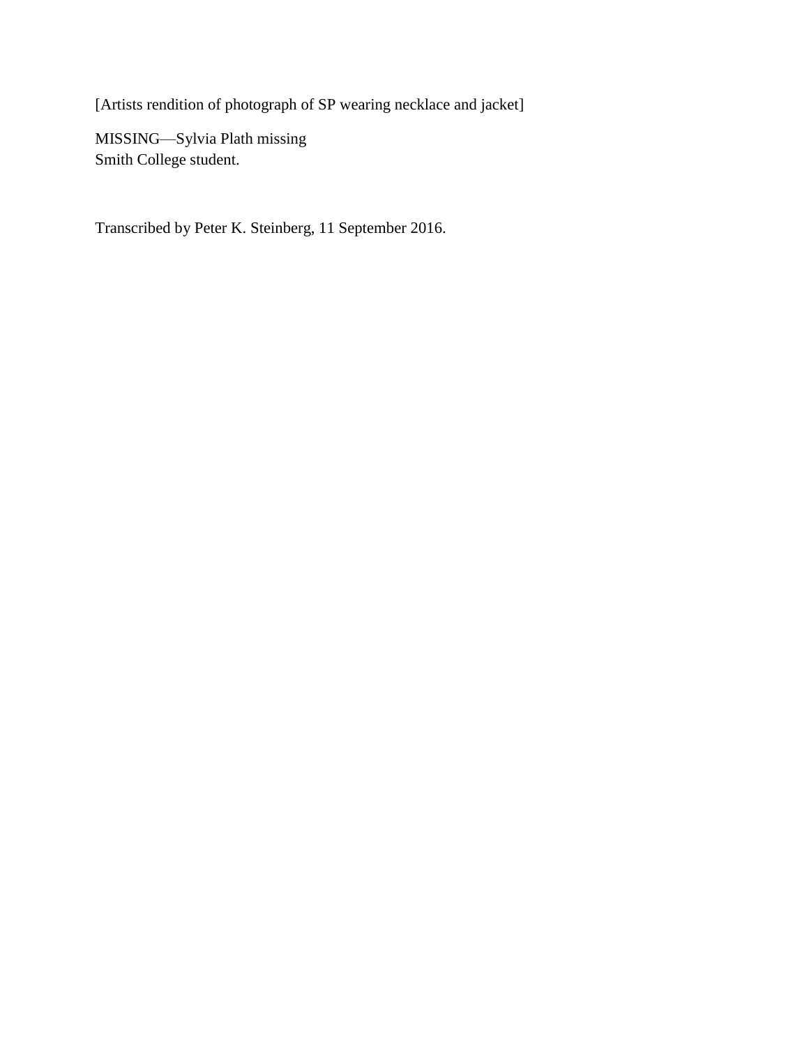[Artists rendition of photograph of SP wearing necklace and jacket]

MISSING—Sylvia Plath missing
Smith College student.

Transcribed by Peter K. Steinberg, 11 September 2016.